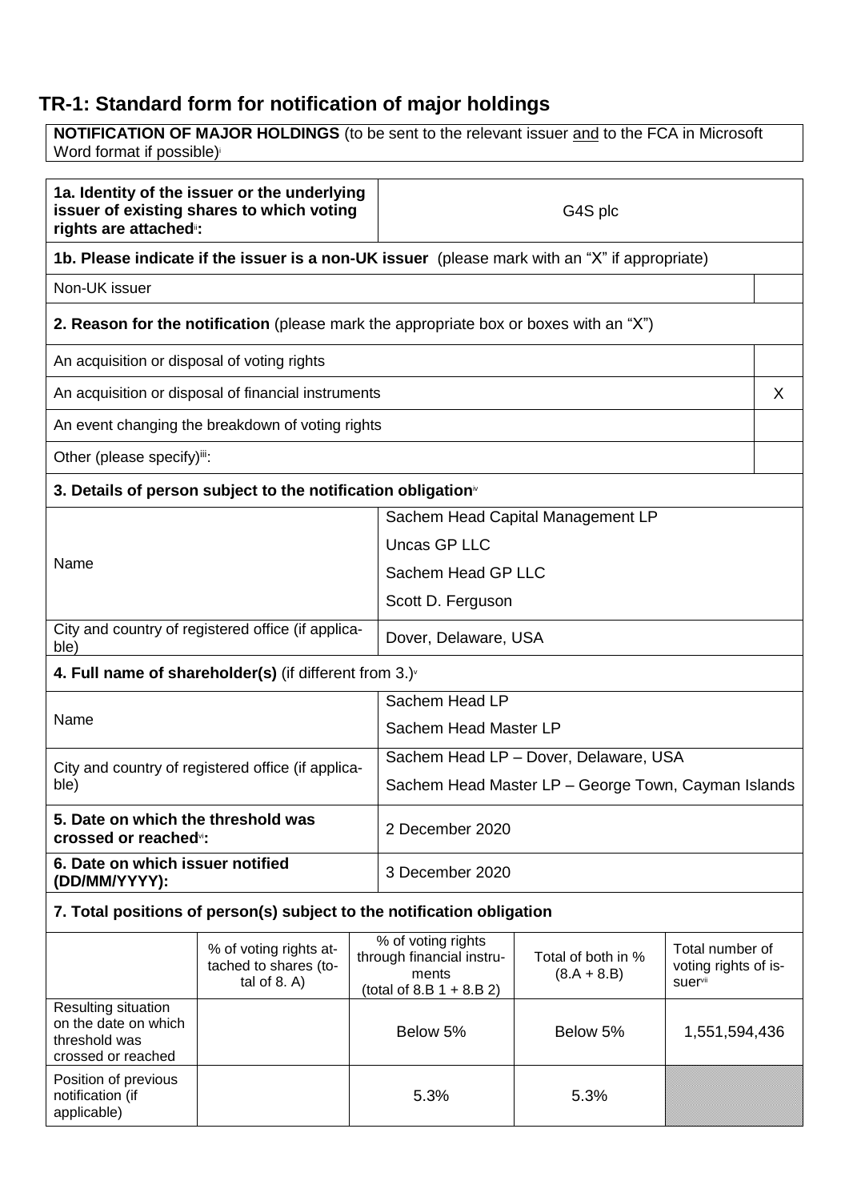# TR-1: Standard form for notification of major holdings

**NOTIFICATION OF MAJOR HOLDINGS** (to be sent to the relevant issuer and to the FCA in Microsoft Word format if possible)[i]

| **1a. Identity of the issuer or the underlying issuer of existing shares to which voting rights are attached**[ii]**:** | G4S plc |
|---|---|

**1b. Please indicate if the issuer is a non-UK issuer** (please mark with an "X" if appropriate)

| | |
|---|---|
| Non-UK issuer | |

**2. Reason for the notification** (please mark the appropriate box or boxes with an "X")

| | |
|---|---|
| An acquisition or disposal of voting rights | |
| An acquisition or disposal of financial instruments | X |
| An event changing the breakdown of voting rights | |
| Other (please specify)[iii]: | |

**3. Details of person subject to the notification obligation**[iv]

| | |
|---|---|
| Name | Sachem Head Capital Management LP<br>Uncas GP LLC<br>Sachem Head GP LLC<br>Scott D. Ferguson |
| City and country of registered office (if applicable) | Dover, Delaware, USA |

**4. Full name of shareholder(s)** (if different from 3.)[v]

| | |
|---|---|
| Name | Sachem Head LP<br>Sachem Head Master LP |
| City and country of registered office (if applicable) | Sachem Head LP – Dover, Delaware, USA<br>Sachem Head Master LP – George Town, Cayman Islands |

| | |
|---|---|
| **5. Date on which the threshold was crossed or reached**[vi]**:** | 2 December 2020 |
| **6. Date on which issuer notified (DD/MM/YYYY):** | 3 December 2020 |

**7. Total positions of person(s) subject to the notification obligation**

| | % of voting rights attached to shares (total of 8. A) | % of voting rights through financial instruments (total of 8.B 1 + 8.B 2) | Total of both in % (8.A + 8.B) | Total number of voting rights of issuer[vii] |
|---|---|---|---|---|
| Resulting situation on the date on which threshold was crossed or reached | | Below 5% | Below 5% | 1,551,594,436 |
| Position of previous notification (if applicable) | | 5.3% | 5.3% | |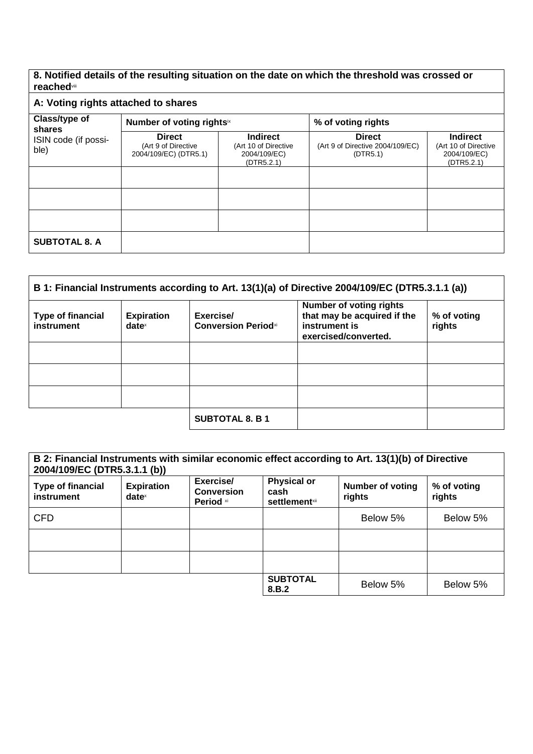## 8. Notified details of the resulting situation on the date on which the threshold was crossed or reached[viii]

### A: Voting rights attached to shares

| Class/type of shares<br>ISIN code (if possible) | Number of voting rights[ix] | | % of voting rights | |
|---|---|---|---|---|
| | **Direct**<br>(Art 9 of Directive 2004/109/EC) (DTR5.1) | **Indirect**<br>(Art 10 of Directive 2004/109/EC) (DTR5.2.1) | **Direct**<br>(Art 9 of Directive 2004/109/EC) (DTR5.1) | **Indirect**<br>(Art 10 of Directive 2004/109/EC) (DTR5.2.1) |
| | | | | |
| | | | | |
| | | | | |
| **SUBTOTAL 8. A** | | | | |

| **B 1: Financial Instruments according to Art. 13(1)(a) of Directive 2004/109/EC (DTR5.3.1.1 (a))** | | | | |
|---|---|---|---|---|
| **Type of financial instrument** | **Expiration date**[x] | **Exercise/ Conversion Period**[xi] | **Number of voting rights that may be acquired if the instrument is exercised/converted.** | **% of voting rights** |
| | | | | |
| | | | | |
| | | | | |
| | | **SUBTOTAL 8. B 1** | | |

| **B 2: Financial Instruments with similar economic effect according to Art. 13(1)(b) of Directive 2004/109/EC (DTR5.3.1.1 (b))** | | | | | |
|---|---|---|---|---|---|
| **Type of financial instrument** | **Expiration date**[x] | **Exercise/ Conversion Period** [xi] | **Physical or cash settlement**[xii] | **Number of voting rights** | **% of voting rights** |
| CFD | | | | Below 5% | Below 5% |
| | | | | | |
| | | | | | |
| | | | **SUBTOTAL 8.B.2** | Below 5% | Below 5% |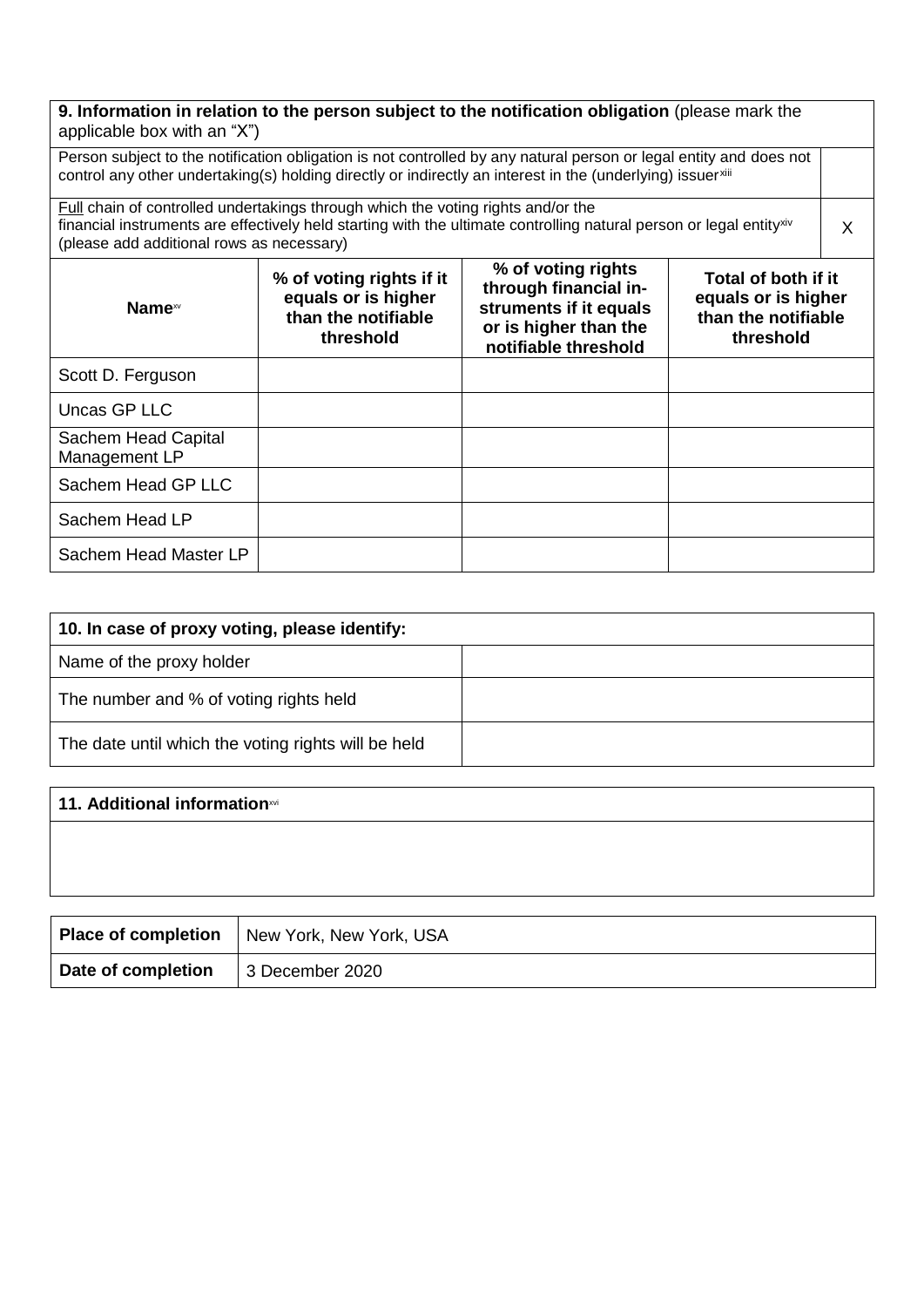| **9. Information in relation to the person subject to the notification obligation** (please mark the applicable box with an "X") | | | |
|---|---|---|---|
| Person subject to the notification obligation is not controlled by any natural person or legal entity and does not control any other undertaking(s) holding directly or indirectly an interest in the (underlying) issuer[xiii] | | | |
| Full chain of controlled undertakings through which the voting rights and/or the financial instruments are effectively held starting with the ultimate controlling natural person or legal entity[xiv] (please add additional rows as necessary) | | | X |
| **Name**[xv] | **% of voting rights if it equals or is higher than the notifiable threshold** | **% of voting rights through financial instruments if it equals or is higher than the notifiable threshold** | **Total of both if it equals or is higher than the notifiable threshold** |
| Scott D. Ferguson | | | |
| Uncas GP LLC | | | |
| Sachem Head Capital Management LP | | | |
| Sachem Head GP LLC | | | |
| Sachem Head LP | | | |
| Sachem Head Master LP | | | |

| **10. In case of proxy voting, please identify:** | |
|---|---|
| Name of the proxy holder | |
| The number and % of voting rights held | |
| The date until which the voting rights will be held | |

| **11. Additional information**[xvi] |
|---|
| |

| | |
|---|---|
| **Place of completion** | New York, New York, USA |
| **Date of completion** | 3 December 2020 |